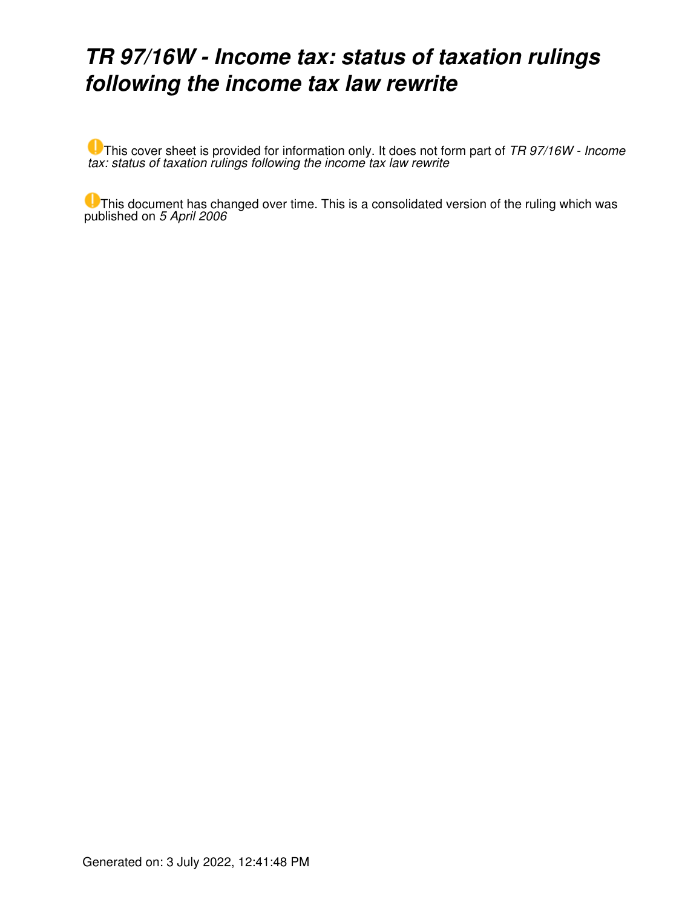# *TR 97/16W - Income tax: status of taxation rulings following the income tax law rewrite*

This cover sheet is provided for information only. It does not form part of *TR 97/16W - Income tax: status of taxation rulings following the income tax law rewrite*

This document has changed over time. This is a consolidated version of the ruling which was published on *5 April 2006*

Generated on: 3 July 2022, 12:41:48 PM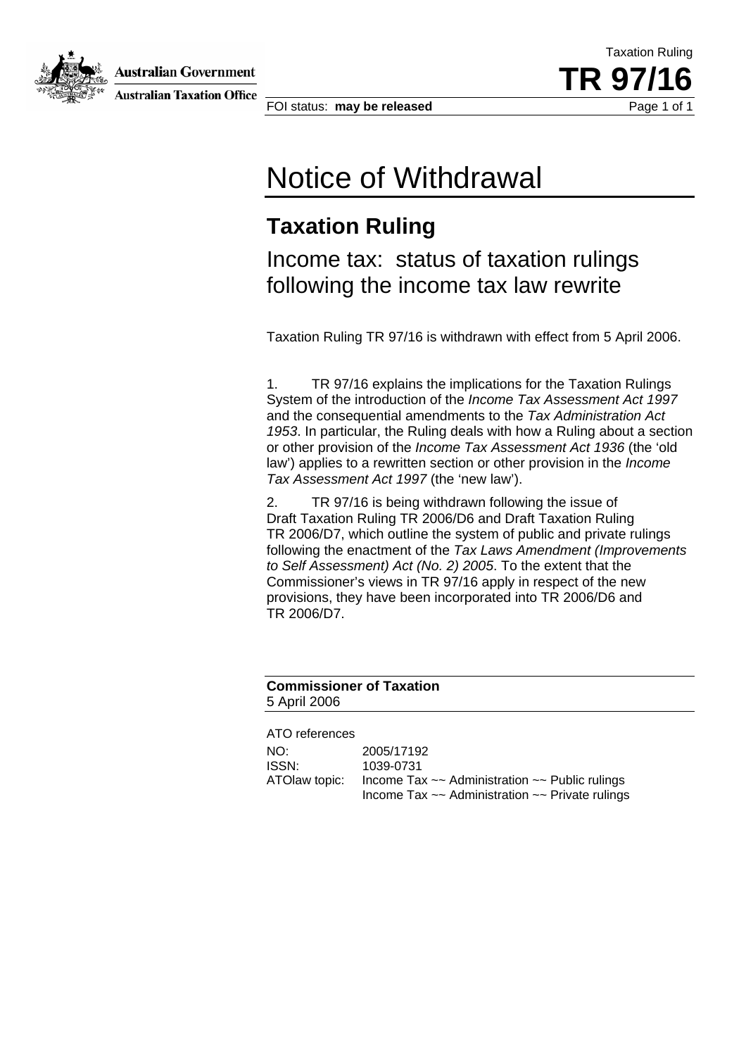# Notice of Withdrawal

## Taxation Ruling

### Income tax: status of taxation rulings following the income tax law rewrite

Taxation Ruling TR 97/16 is withdrawn with effect from 5 April 2006.

1. TR 97/16 explains the implications for the Taxation Rulings System of the introduction of the *Income Tax Assessment Act 1997* and the consequential amendments to the *Tax Administration Act 1953*. In particular, the Ruling deals with how a Ruling about a section or other provision of the *Income Tax Assessment Act 1936* (the 'old law') applies to a rewritten section or other provision in the *Income Tax Assessment Act 1997* (the 'new law').

2. TR 97/16 is being withdrawn following the issue of Draft Taxation Ruling TR 2006/D6 and Draft Taxation Ruling TR 2006/D7, which outline the system of public and private rulings following the enactment of the *Tax Laws Amendment (Improvements to Self Assessment) Act (No. 2) 2005*. To the extent that the Commissioner's views in TR 97/16 apply in respect of the new provisions, they have been incorporated into TR 2006/D6 and TR 2006/D7.

**Commissioner of Taxation**
5 April 2006

ATO references

| | |
|---|---|
| NO: | 2005/17192 |
| ISSN: | 1039-0731 |
| ATOlaw topic: | Income Tax ~~ Administration ~~ Public rulings<br>Income Tax ~~ Administration ~~ Private rulings |